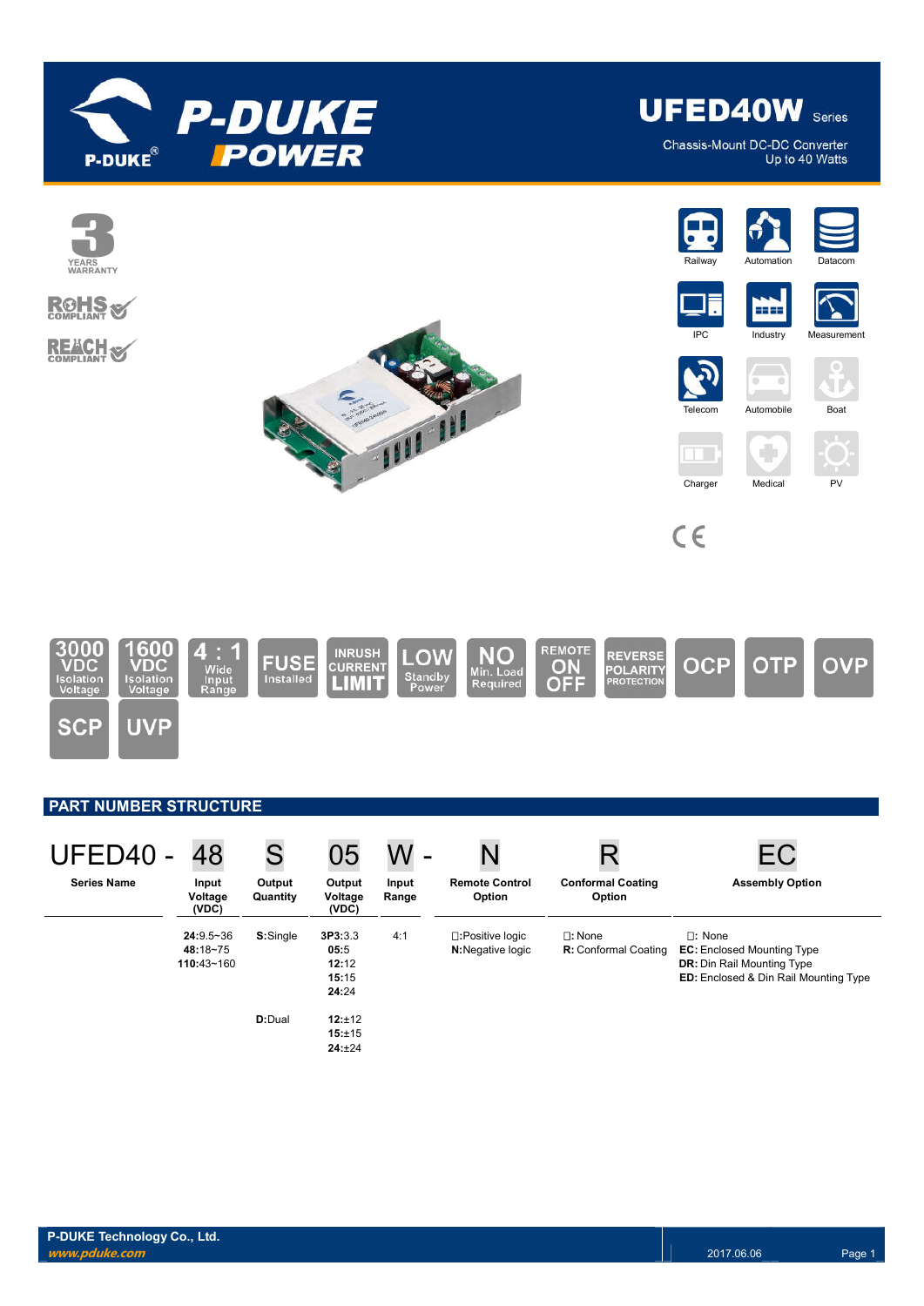# P-DUKE POWER

## UFED40W Series

Chassis-Mount DC-DC Converter
Up to 40 Watts

3 YEARS WARRANTY

RoHS COMPLIANT

REACH COMPLIANT

Railway, Automation, Datacom, IPC, Industry, Measurement, Telecom, Automobile, Boat, Charger, Medical, PV

CE

3000 VDC Isolation Voltage | 1600 VDC Isolation Voltage | 4 : 1 Wide Input Range | FUSE Installed | INRUSH CURRENT LIMIT | LOW Standby Power | NO Min. Load Required | REMOTE ON OFF | REVERSE POLARITY PROTECTION | OCP | OTP | OVP | SCP | UVP

## PART NUMBER STRUCTURE

| UFED40 - | 48 | S | 05 | W - | N | R | EC |
|---|---|---|---|---|---|---|---|
| **Series Name** | **Input Voltage (VDC)** | **Output Quantity** | **Output Voltage (VDC)** | **Input Range** | **Remote Control Option** | **Conformal Coating Option** | **Assembly Option** |
| | **24**:9.5~36<br>**48**:18~75<br>**110**:43~160 | **S**:Single | **3P3**:3.3<br>**05**:5<br>**12**:12<br>**15**:15<br>**24**:24 | 4:1 | □:Positive logic<br>**N**:Negative logic | □: None<br>**R:** Conformal Coating | □: None<br>**EC:** Enclosed Mounting Type<br>**DR:** Din Rail Mounting Type<br>**ED:** Enclosed & Din Rail Mounting Type |
| | | **D**:Dual | **12**:±12<br>**15**:±15<br>**24**:±24 | | | | |

P-DUKE Technology Co., Ltd.
*www.pduke.com*

2017.06.06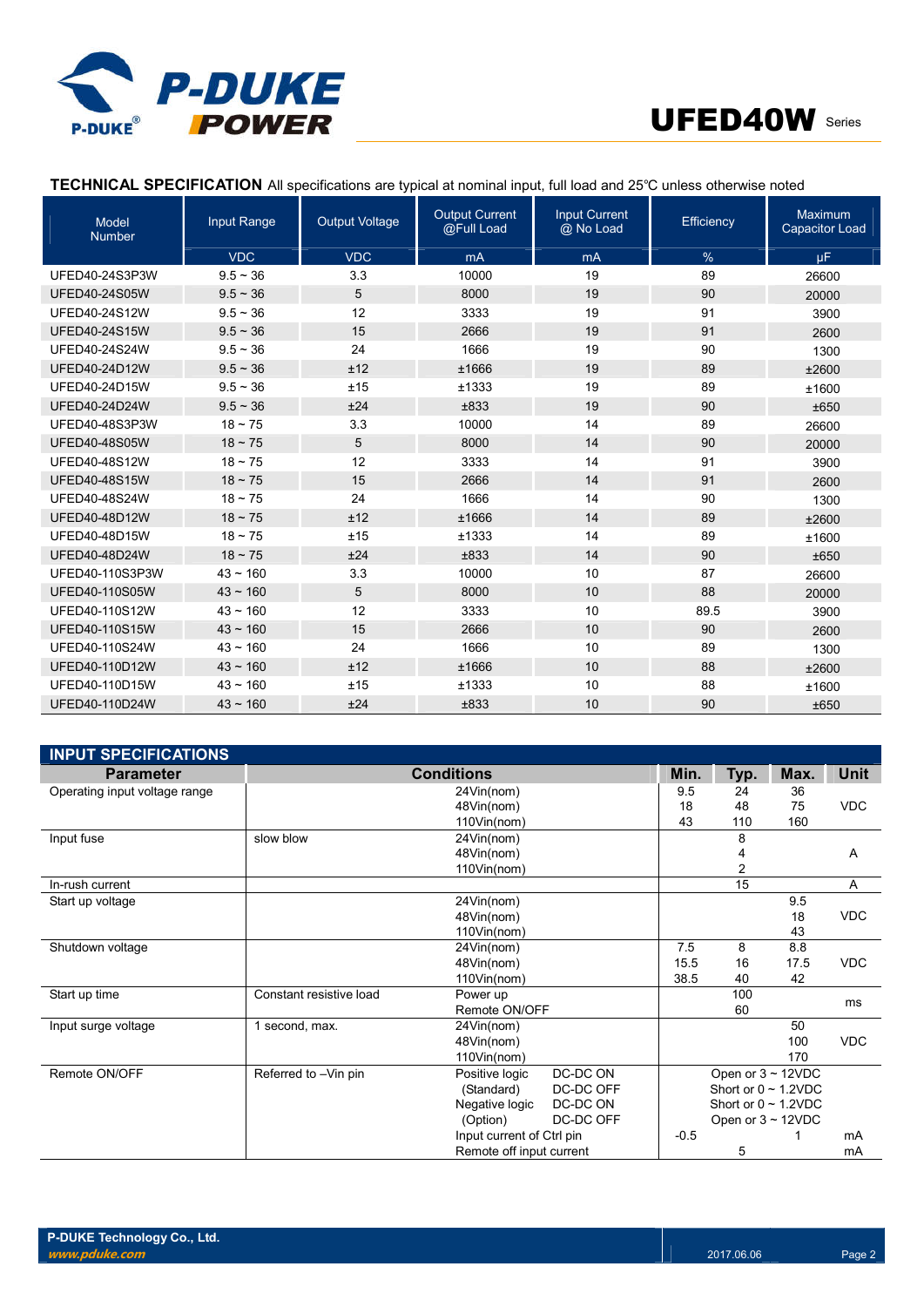**TECHNICAL SPECIFICATION** All specifications are typical at nominal input, full load and 25℃ unless noted otherwise noted

| Model Number | Input Range | Output Voltage | Output Current @Full Load | Input Current @ No Load | Efficiency | Maximum Capacitor Load |
|---|---|---|---|---|---|---|
| | VDC | VDC | mA | mA | % | μF |
| UFED40-24S3P3W | 9.5 ~ 36 | 3.3 | 10000 | 19 | 89 | 26600 |
| UFED40-24S05W | 9.5 ~ 36 | 5 | 8000 | 19 | 90 | 20000 |
| UFED40-24S12W | 9.5 ~ 36 | 12 | 3333 | 19 | 91 | 3900 |
| UFED40-24S15W | 9.5 ~ 36 | 15 | 2666 | 19 | 91 | 2600 |
| UFED40-24S24W | 9.5 ~ 36 | 24 | 1666 | 19 | 90 | 1300 |
| UFED40-24D12W | 9.5 ~ 36 | ±12 | ±1666 | 19 | 89 | ±2600 |
| UFED40-24D15W | 9.5 ~ 36 | ±15 | ±1333 | 19 | 89 | ±1600 |
| UFED40-24D24W | 9.5 ~ 36 | ±24 | ±833 | 19 | 90 | ±650 |
| UFED40-48S3P3W | 18 ~ 75 | 3.3 | 10000 | 14 | 89 | 26600 |
| UFED40-48S05W | 18 ~ 75 | 5 | 8000 | 14 | 90 | 20000 |
| UFED40-48S12W | 18 ~ 75 | 12 | 3333 | 14 | 91 | 3900 |
| UFED40-48S15W | 18 ~ 75 | 15 | 2666 | 14 | 91 | 2600 |
| UFED40-48S24W | 18 ~ 75 | 24 | 1666 | 14 | 90 | 1300 |
| UFED40-48D12W | 18 ~ 75 | ±12 | ±1666 | 14 | 89 | ±2600 |
| UFED40-48D15W | 18 ~ 75 | ±15 | ±1333 | 14 | 89 | ±1600 |
| UFED40-48D24W | 18 ~ 75 | ±24 | ±833 | 14 | 90 | ±650 |
| UFED40-110S3P3W | 43 ~ 160 | 3.3 | 10000 | 10 | 87 | 26600 |
| UFED40-110S05W | 43 ~ 160 | 5 | 8000 | 10 | 88 | 20000 |
| UFED40-110S12W | 43 ~ 160 | 12 | 3333 | 10 | 89.5 | 3900 |
| UFED40-110S15W | 43 ~ 160 | 15 | 2666 | 10 | 90 | 2600 |
| UFED40-110S24W | 43 ~ 160 | 24 | 1666 | 10 | 89 | 1300 |
| UFED40-110D12W | 43 ~ 160 | ±12 | ±1666 | 10 | 88 | ±2600 |
| UFED40-110D15W | 43 ~ 160 | ±15 | ±1333 | 10 | 88 | ±1600 |
| UFED40-110D24W | 43 ~ 160 | ±24 | ±833 | 10 | 90 | ±650 |

## INPUT SPECIFICATIONS

| Parameter | Conditions | | Min. | Typ. | Max. | Unit |
|---|---|---|---|---|---|---|
| Operating input voltage range | | 24Vin(nom)<br>48Vin(nom)<br>110Vin(nom) | 9.5<br>18<br>43 | 24<br>48<br>110 | 36<br>75<br>160 | VDC |
| Input fuse | slow blow | 24Vin(nom)<br>48Vin(nom)<br>110Vin(nom) | | 8<br>4<br>2 | | A |
| In-rush current | | | | 15 | | A |
| Start up voltage | | 24Vin(nom)<br>48Vin(nom)<br>110Vin(nom) | | | 9.5<br>18<br>43 | VDC |
| Shutdown voltage | | 24Vin(nom)<br>48Vin(nom)<br>110Vin(nom) | 7.5<br>15.5<br>38.5 | 8<br>16<br>40 | 8.8<br>17.5<br>42 | VDC |
| Start up time | Constant resistive load | Power up<br>Remote ON/OFF | | 100<br>60 | | ms |
| Input surge voltage | 1 second, max. | 24Vin(nom)<br>48Vin(nom)<br>110Vin(nom) | | | 50<br>100<br>170 | VDC |
| Remote ON/OFF | Referred to –Vin pin | Positive logic (Standard) DC-DC ON: Open or 3 ~ 12VDC<br>Positive logic (Standard) DC-DC OFF: Short or 0 ~ 1.2VDC<br>Negative logic (Option) DC-DC ON: Short or 0 ~ 1.2VDC<br>Negative logic (Option) DC-DC OFF: Open or 3 ~ 12VDC | | | | |
| | | Input current of Ctrl pin | -0.5 | | 1 | mA |
| | | Remote off input current | | 5 | | mA |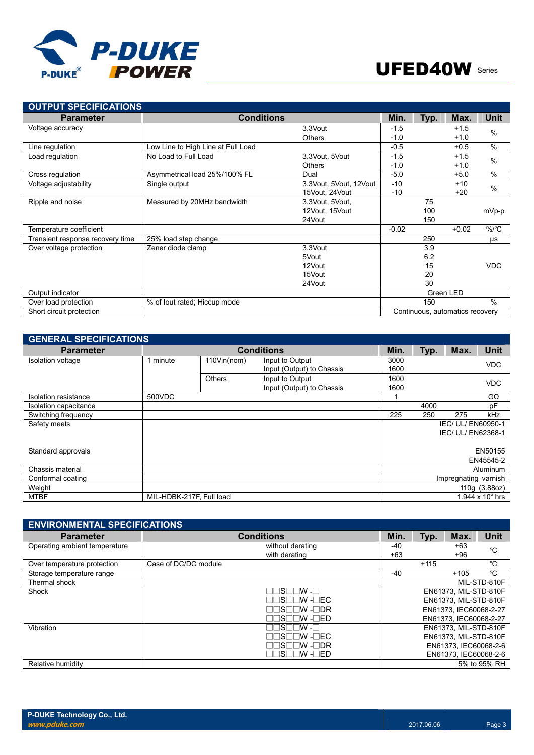## OUTPUT SPECIFICATIONS

| Parameter | Conditions | | Min. | Typ. | Max. | Unit |
|---|---|---|---|---|---|---|
| Voltage accuracy | | 3.3Vout | -1.5 | | +1.5 | % |
| | | Others | -1.0 | | +1.0 | |
| Line regulation | Low Line to High Line at Full Load | | -0.5 | | +0.5 | % |
| Load regulation | No Load to Full Load | 3.3Vout, 5Vout | -1.5 | | +1.5 | % |
| | | Others | -1.0 | | +1.0 | |
| Cross regulation | Asymmetrical load 25%/100% FL | Dual | -5.0 | | +5.0 | % |
| Voltage adjustability | Single output | 3.3Vout, 5Vout, 12Vout | -10 | | +10 | % |
| | | 15Vout, 24Vout | -10 | | +20 | |
| Ripple and noise | Measured by 20MHz bandwidth | 3.3Vout, 5Vout, | | 75 | | mVp-p |
| | | 12Vout, 15Vout | | 100 | | |
| | | 24Vout | | 150 | | |
| Temperature coefficient | | | -0.02 | | +0.02 | %/℃ |
| Transient response recovery time | 25% load step change | | | 250 | | μs |
| Over voltage protection | Zener diode clamp | 3.3Vout | | 3.9 | | VDC |
| | | 5Vout | | 6.2 | | |
| | | 12Vout | | 15 | | |
| | | 15Vout | | 20 | | |
| | | 24Vout | | 30 | | |
| Output indicator | | | Green LED | | | |
| Over load protection | % of Iout rated; Hiccup mode | | | 150 | | % |
| Short circuit protection | | | Continuous, automatics recovery | | | |

## GENERAL SPECIFICATIONS

| Parameter | Conditions | | | Min. | Typ. | Max. | Unit |
|---|---|---|---|---|---|---|---|
| Isolation voltage | 1 minute | 110Vin(nom) | Input to Output | 3000 | | | VDC |
| | | | Input (Output) to Chassis | 1600 | | | |
| | | Others | Input to Output | 1600 | | | VDC |
| | | | Input (Output) to Chassis | 1600 | | | |
| Isolation resistance | 500VDC | | | 1 | | | GΩ |
| Isolation capacitance | | | | | 4000 | | pF |
| Switching frequency | | | | 225 | 250 | 275 | kHz |
| Safety meets | | | | IEC/ UL/ EN60950-1<br>IEC/ UL/ EN62368-1 | | | |
| Standard approvals | | | | EN50155<br>EN45545-2 | | | |
| Chassis material | | | | Aluminum | | | |
| Conformal coating | | | | Impregnating varnish | | | |
| Weight | | | | 110g (3.88oz) | | | |
| MTBF | MIL-HDBK-217F, Full load | | | $1.944 \times 10^6$ hrs | | | |

## ENVIRONMENTAL SPECIFICATIONS

| Parameter | Conditions | Min. | Typ. | Max. | Unit |
|---|---|---|---|---|---|
| Operating ambient temperature | without derating | -40 | | +63 | ℃ |
| | with derating | +63 | | +96 | |
| Over temperature protection | Case of DC/DC module | | +115 | | ℃ |
| Storage temperature range | | -40 | | +105 | ℃ |
| Thermal shock | | MIL-STD-810F | | | |
| Shock | □□S□□W -□ | EN61373, MIL-STD-810F | | | |
| | □□S□□W -□EC | EN61373, MIL-STD-810F | | | |
| | □□S□□W -□DR | EN61373, IEC60068-2-27 | | | |
| | □□S□□W -□ED | EN61373, IEC60068-2-27 | | | |
| Vibration | □□S□□W -□ | EN61373, MIL-STD-810F | | | |
| | □□S□□W -□EC | EN61373, MIL-STD-810F | | | |
| | □□S□□W -□DR | EN61373, IEC60068-2-6 | | | |
| | □□S□□W -□ED | EN61373, IEC60068-2-6 | | | |
| Relative humidity | | 5% to 95% RH | | | |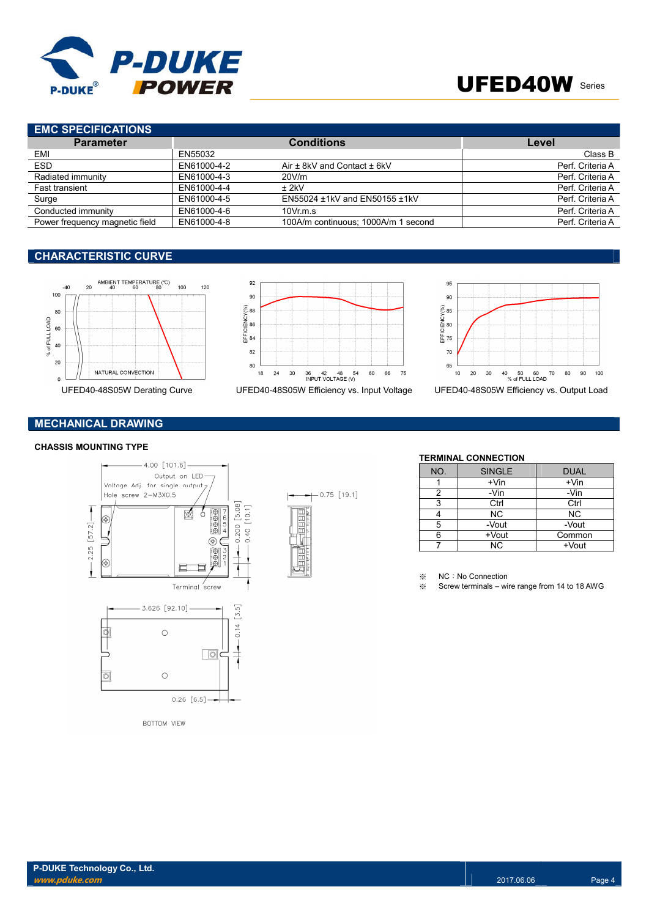## EMC SPECIFICATIONS

| Parameter | Conditions | | Level |
|---|---|---|---|
| EMI | EN55032 | | Class B |
| ESD | EN61000-4-2 | Air ± 8kV and Contact ± 6kV | Perf. Criteria A |
| Radiated immunity | EN61000-4-3 | 20V/m | Perf. Criteria A |
| Fast transient | EN61000-4-4 | ± 2kV | Perf. Criteria A |
| Surge | EN61000-4-5 | EN55024 ±1kV and EN50155 ±1kV | Perf. Criteria A |
| Conducted immunity | EN61000-4-6 | 10Vr.m.s | Perf. Criteria A |
| Power frequency magnetic field | EN61000-4-8 | 100A/m continuous; 1000A/m 1 second | Perf. Criteria A |

## CHARACTERISTIC CURVE

UFED40-48S05W Derating Curve

UFED40-48S05W Efficiency vs. Input Voltage

UFED40-48S05W Efficiency vs. Output Load

## MECHANICAL DRAWING

### CHASSIS MOUNTING TYPE

### TERMINAL CONNECTION

| NO. | SINGLE | DUAL |
|---|---|---|
| 1 | +Vin | +Vin |
| 2 | -Vin | -Vin |
| 3 | Ctrl | Ctrl |
| 4 | NC | NC |
| 5 | -Vout | -Vout |
| 6 | +Vout | Common |
| 7 | NC | +Vout |

※ NC：No Connection

※ Screw terminals – wire range from 14 to 18 AWG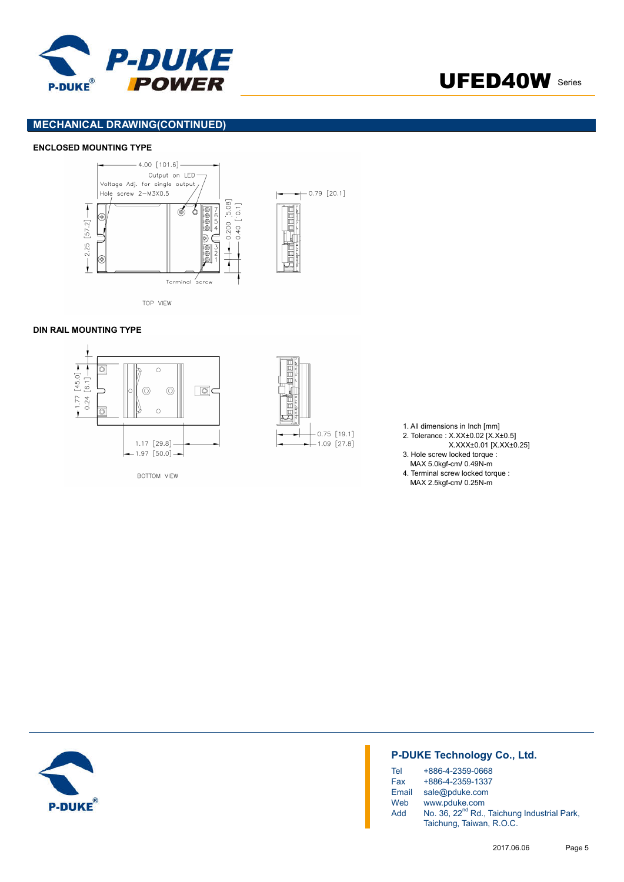## MECHANICAL DRAWING(CONTINUED)

**ENCLOSED MOUNTING TYPE**

4.00 [101.6]
Output on LED
Voltage Adj. for single output
Hole screw 2−M3X0.5
2.25 [57.2]
0.200 [5.08]
0.40 [10.1]
Terminal screw
0.79 [20.1]

TOP VIEW

**DIN RAIL MOUNTING TYPE**

1.77 [45.0]
0.24 [6.1]
1.17 [29.8]
1.97 [50.0]
0.75 [19.1]
1.09 [27.8]

BOTTOM VIEW

1. All dimensions in Inch [mm]
2. Tolerance : X.XX±0.02 [X.X±0.5]
   X.XXX±0.01 [X.XX±0.25]
3. Hole screw locked torque :
   MAX 5.0kgf-cm/ 0.49N-m
4. Terminal screw locked torque :
   MAX 2.5kgf-cm/ 0.25N-m

**P-DUKE Technology Co., Ltd.**

Tel +886-4-2359-0668
Fax +886-4-2359-1337
Email sale@pduke.com
Web www.pduke.com
Add No. 36, 22nd Rd., Taichung Industrial Park, Taichung, Taiwan, R.O.C.

2017.06.06